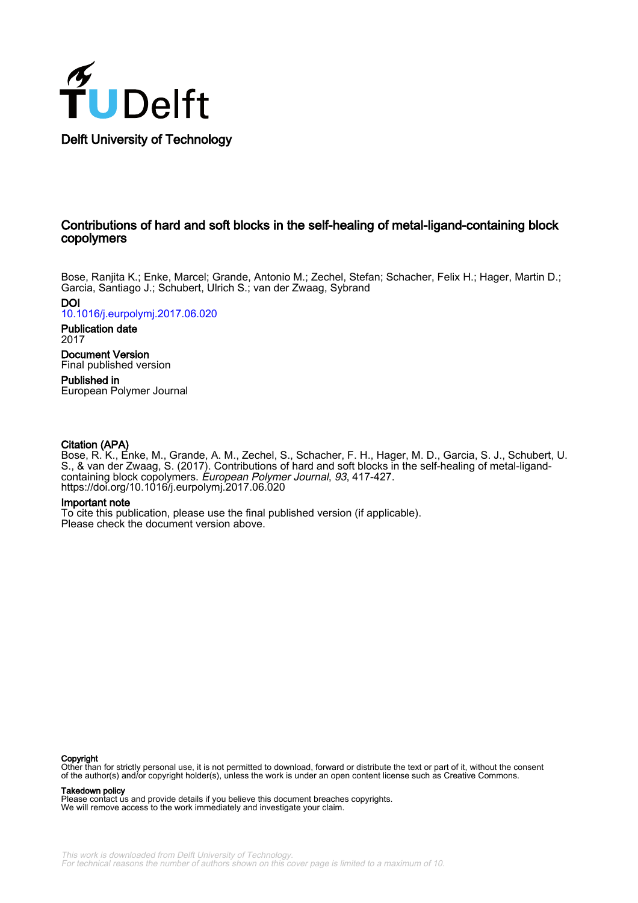Delft University of Technology

# Contributions of hard and soft blocks in the self-healing of metal-ligand-containing block copolymers

Bose, Ranjita K.; Enke, Marcel; Grande, Antonio M.; Zechel, Stefan; Schacher, Felix H.; Hager, Martin D.; Garcia, Santiago J.; Schubert, Ulrich S.; van der Zwaag, Sybrand

**DOI**
10.1016/j.eurpolymj.2017.06.020

**Publication date**
2017

**Document Version**
Final published version

**Published in**
European Polymer Journal

**Citation (APA)**
Bose, R. K., Enke, M., Grande, A. M., Zechel, S., Schacher, F. H., Hager, M. D., Garcia, S. J., Schubert, U. S., & van der Zwaag, S. (2017). Contributions of hard and soft blocks in the self-healing of metal-ligand-containing block copolymers. *European Polymer Journal*, *93*, 417-427. https://doi.org/10.1016/j.eurpolymj.2017.06.020

**Important note**
To cite this publication, please use the final published version (if applicable).
Please check the document version above.

**Copyright**
Other than for strictly personal use, it is not permitted to download, forward or distribute the text or part of it, without the consent of the author(s) and/or copyright holder(s), unless the work is under an open content license such as Creative Commons.

**Takedown policy**
Please contact us and provide details if you believe this document breaches copyrights.
We will remove access to the work immediately and investigate your claim.

This work is downloaded from Delft University of Technology.
For technical reasons the number of authors shown on this cover page is limited to a maximum of 10.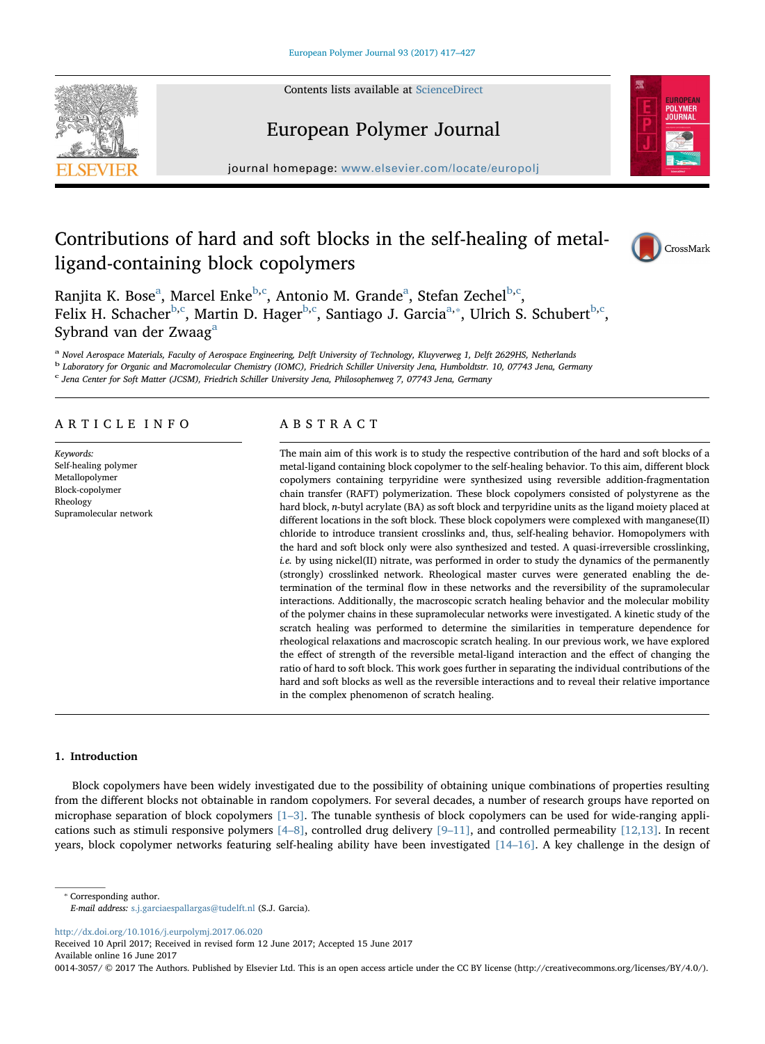# Contributions of hard and soft blocks in the self-healing of metal-ligand-containing block copolymers

Ranjita K. Bose[a], Marcel Enke[b,c], Antonio M. Grande[a], Stefan Zechel[b,c], Felix H. Schacher[b,c], Martin D. Hager[b,c], Santiago J. Garcia[a,*], Ulrich S. Schubert[b,c], Sybrand van der Zwaag[a]

[a] Novel Aerospace Materials, Faculty of Aerospace Engineering, Delft University of Technology, Kluyverweg 1, Delft 2629HS, Netherlands

[b] Laboratory for Organic and Macromolecular Chemistry (IOMC), Friedrich Schiller University Jena, Humboldtstr. 10, 07743 Jena, Germany

[c] Jena Center for Soft Matter (JCSM), Friedrich Schiller University Jena, Philosophenweg 7, 07743 Jena, Germany

## ARTICLE INFO

*Keywords:*
Self-healing polymer
Metallopolymer
Block-copolymer
Rheology
Supramolecular network

## ABSTRACT

The main aim of this work is to study the respective contribution of the hard and soft blocks of a metal-ligand containing block copolymer to the self-healing behavior. To this aim, different block copolymers containing terpyridine were synthesized using reversible addition-fragmentation chain transfer (RAFT) polymerization. These block copolymers consisted of polystyrene as the hard block, *n*-butyl acrylate (BA) as soft block and terpyridine units as the ligand moiety placed at different locations in the soft block. These block copolymers were complexed with manganese(II) chloride to introduce transient crosslinks and, thus, self-healing behavior. Homopolymers with the hard and soft block only were also synthesized and tested. A quasi-irreversible crosslinking, *i.e.* by using nickel(II) nitrate, was performed in order to study the dynamics of the permanently (strongly) crosslinked network. Rheological master curves were generated enabling the determination of the terminal flow in these networks and the reversibility of the supramolecular interactions. Additionally, the macroscopic scratch healing behavior and the molecular mobility of the polymer chains in these supramolecular networks were investigated. A kinetic study of the scratch healing was performed to determine the similarities in temperature dependence for rheological relaxations and macroscopic scratch healing. In our previous work, we have explored the effect of strength of the reversible metal-ligand interaction and the effect of changing the ratio of hard to soft block. This work goes further in separating the individual contributions of the hard and soft blocks as well as the reversible interactions and to reveal their relative importance in the complex phenomenon of scratch healing.

## 1. Introduction

Block copolymers have been widely investigated due to the possibility of obtaining unique combinations of properties resulting from the different blocks not obtainable in random copolymers. For several decades, a number of research groups have reported on microphase separation of block copolymers [1–3]. The tunable synthesis of block copolymers can be used for wide-ranging applications such as stimuli responsive polymers [4–8], controlled drug delivery [9–11], and controlled permeability [12,13]. In recent years, block copolymer networks featuring self-healing ability have been investigated [14–16]. A key challenge in the design of

* Corresponding author.
*E-mail address:* s.j.garciaespallargas@tudelft.nl (S.J. Garcia).

http://dx.doi.org/10.1016/j.eurpolymj.2017.06.020
Received 10 April 2017; Received in revised form 12 June 2017; Accepted 15 June 2017
Available online 16 June 2017
0014-3057/ © 2017 The Authors. Published by Elsevier Ltd. This is an open access article under the CC BY license (http://creativecommons.org/licenses/BY/4.0/).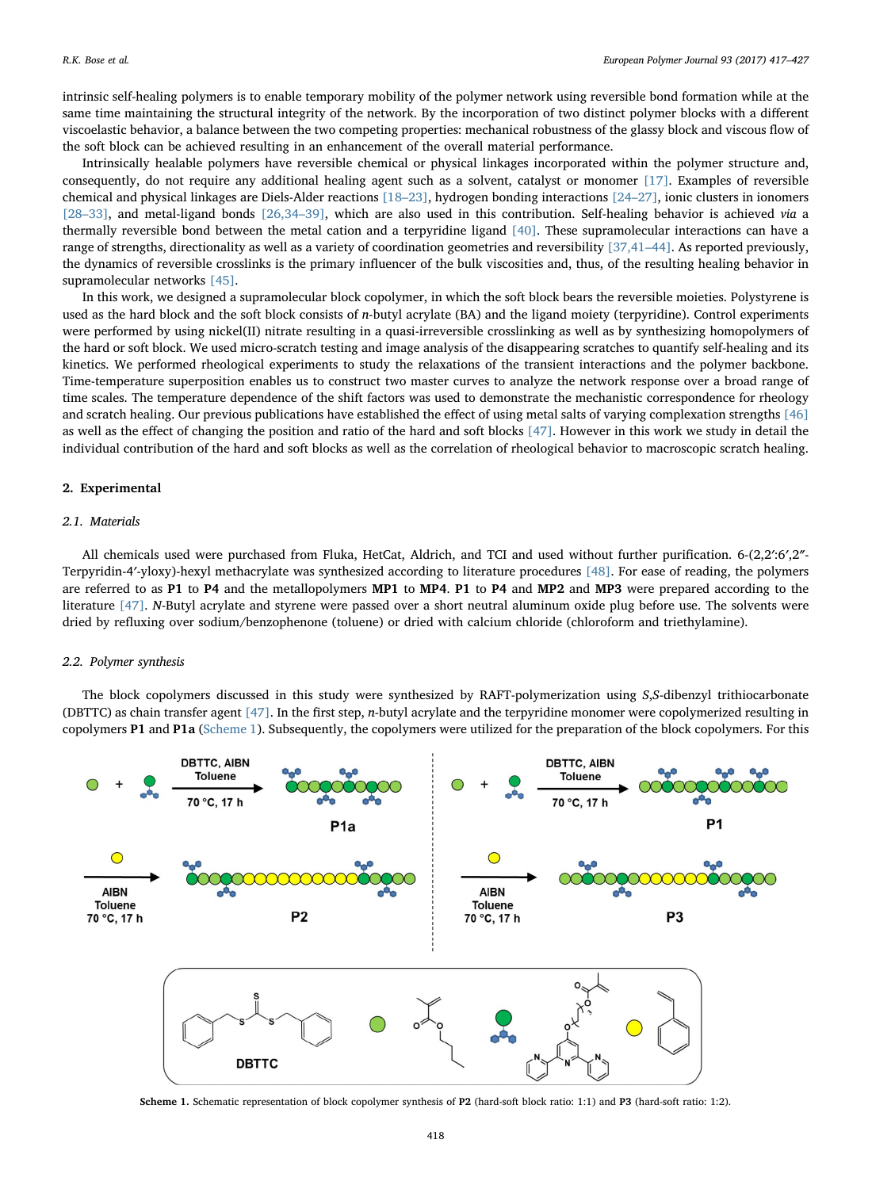intrinsic self-healing polymers is to enable temporary mobility of the polymer network using reversible bond formation while at the same time maintaining the structural integrity of the network. By the incorporation of two distinct polymer blocks with a different viscoelastic behavior, a balance between the two competing properties: mechanical robustness of the glassy block and viscous flow of the soft block can be achieved resulting in an enhancement of the overall material performance.

Intrinsically healable polymers have reversible chemical or physical linkages incorporated within the polymer structure and, consequently, do not require any additional healing agent such as a solvent, catalyst or monomer [17]. Examples of reversible chemical and physical linkages are Diels-Alder reactions [18–23], hydrogen bonding interactions [24–27], ionic clusters in ionomers [28–33], and metal-ligand bonds [26,34–39], which are also used in this contribution. Self-healing behavior is achieved *via* a thermally reversible bond between the metal cation and a terpyridine ligand [40]. These supramolecular interactions can have a range of strengths, directionality as well as a variety of coordination geometries and reversibility [37,41–44]. As reported previously, the dynamics of reversible crosslinks is the primary influencer of the bulk viscosities and, thus, of the resulting healing behavior in supramolecular networks [45].

In this work, we designed a supramolecular block copolymer, in which the soft block bears the reversible moieties. Polystyrene is used as the hard block and the soft block consists of *n*-butyl acrylate (BA) and the ligand moiety (terpyridine). Control experiments were performed by using nickel(II) nitrate resulting in a quasi-irreversible crosslinking as well as by synthesizing homopolymers of the hard or soft block. We used micro-scratch testing and image analysis of the disappearing scratches to quantify self-healing and its kinetics. We performed rheological experiments to study the relaxations of the transient interactions and the polymer backbone. Time-temperature superposition enables us to construct two master curves to analyze the network response over a broad range of time scales. The temperature dependence of the shift factors was used to demonstrate the mechanistic correspondence for rheology and scratch healing. Our previous publications have established the effect of using metal salts of varying complexation strengths [46] as well as the effect of changing the position and ratio of the hard and soft blocks [47]. However in this work we study in detail the individual contribution of the hard and soft blocks as well as the correlation of rheological behavior to macroscopic scratch healing.

## 2. Experimental

### 2.1. Materials

All chemicals used were purchased from Fluka, HetCat, Aldrich, and TCI and used without further purification. 6-(2,2′:6′,2″-Terpyridin-4′-yloxy)-hexyl methacrylate was synthesized according to literature procedures [48]. For ease of reading, the polymers are referred to as **P1** to **P4** and the metallopolymers **MP1** to **MP4**. **P1** to **P4** and **MP2** and **MP3** were prepared according to the literature [47]. *N*-Butyl acrylate and styrene were passed over a short neutral aluminum oxide plug before use. The solvents were dried by refluxing over sodium/benzophenone (toluene) or dried with calcium chloride (chloroform and triethylamine).

### 2.2. Polymer synthesis

The block copolymers discussed in this study were synthesized by RAFT-polymerization using *S,S*-dibenzyl trithiocarbonate (DBTTC) as chain transfer agent [47]. In the first step, *n*-butyl acrylate and the terpyridine monomer were copolymerized resulting in copolymers **P1** and **P1a** (Scheme 1). Subsequently, the copolymers were utilized for the preparation of the block copolymers. For this

**Scheme 1.** Schematic representation of block copolymer synthesis of **P2** (hard-soft block ratio: 1:1) and **P3** (hard-soft ratio: 1:2).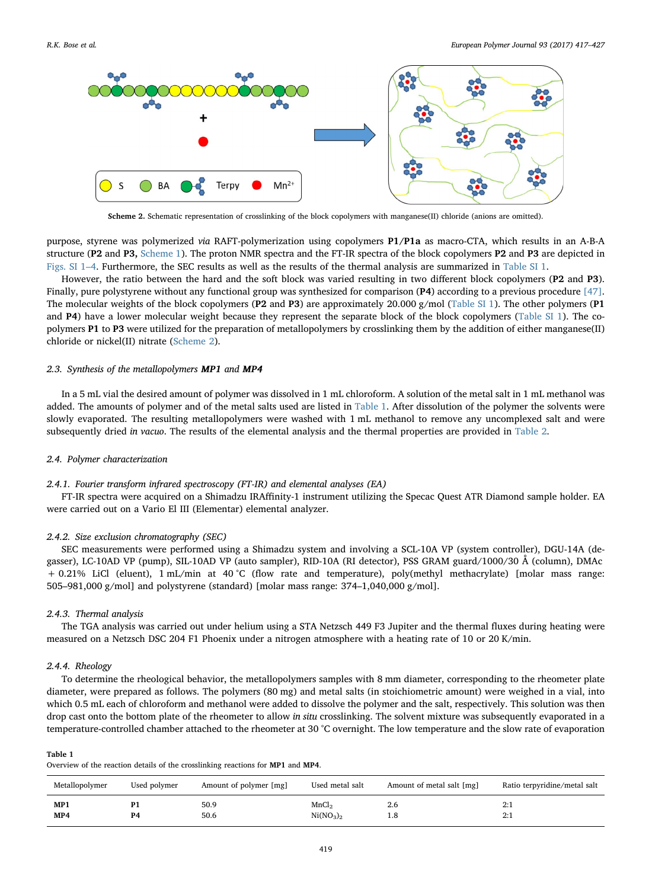Scheme 2. Schematic representation of crosslinking of the block copolymers with manganese(II) chloride (anions are omitted).

purpose, styrene was polymerized *via* RAFT-polymerization using copolymers **P1**/**P1a** as macro-CTA, which results in an A-B-A structure (**P2** and **P3**, Scheme 1). The proton NMR spectra and the FT-IR spectra of the block copolymers **P2** and **P3** are depicted in Figs. SI 1–4. Furthermore, the SEC results as well as the results of the thermal analysis are summarized in Table SI 1.

However, the ratio between the hard and the soft block was varied resulting in two different block copolymers (**P2** and **P3**). Finally, pure polystyrene without any functional group was synthesized for comparison (**P4**) according to a previous procedure [47]. The molecular weights of the block copolymers (**P2** and **P3**) are approximately 20.000 g/mol (Table SI 1). The other polymers (**P1** and **P4**) have a lower molecular weight because they represent the separate block of the block copolymers (Table SI 1). The copolymers **P1** to **P3** were utilized for the preparation of metallopolymers by crosslinking them by the addition of either manganese(II) chloride or nickel(II) nitrate (Scheme 2).

### 2.3. Synthesis of the metallopolymers **MP1** and **MP4**

In a 5 mL vial the desired amount of polymer was dissolved in 1 mL chloroform. A solution of the metal salt in 1 mL methanol was added. The amounts of polymer and of the metal salts used are listed in Table 1. After dissolution of the polymer the solvents were slowly evaporated. The resulting metallopolymers were washed with 1 mL methanol to remove any uncomplexed salt and were subsequently dried *in vacuo*. The results of the elemental analysis and the thermal properties are provided in Table 2.

### 2.4. Polymer characterization

#### 2.4.1. Fourier transform infrared spectroscopy (FT-IR) and elemental analyses (EA)

FT-IR spectra were acquired on a Shimadzu IRAffinity-1 instrument utilizing the Specac Quest ATR Diamond sample holder. EA were carried out on a Vario El III (Elementar) elemental analyzer.

#### 2.4.2. Size exclusion chromatography (SEC)

SEC measurements were performed using a Shimadzu system and involving a SCL-10A VP (system controller), DGU-14A (degasser), LC-10AD VP (pump), SIL-10AD VP (auto sampler), RID-10A (RI detector), PSS GRAM guard/1000/30 Å (column), DMAc + 0.21% LiCl (eluent), 1 mL/min at 40 °C (flow rate and temperature), poly(methyl methacrylate) [molar mass range: 505–981,000 g/mol] and polystyrene (standard) [molar mass range: 374–1,040,000 g/mol].

#### 2.4.3. Thermal analysis

The TGA analysis was carried out under helium using a STA Netzsch 449 F3 Jupiter and the thermal fluxes during heating were measured on a Netzsch DSC 204 F1 Phoenix under a nitrogen atmosphere with a heating rate of 10 or 20 K/min.

#### 2.4.4. Rheology

To determine the rheological behavior, the metallopolymers samples with 8 mm diameter, corresponding to the rheometer plate diameter, were prepared as follows. The polymers (80 mg) and metal salts (in stoichiometric amount) were weighed in a vial, into which 0.5 mL each of chloroform and methanol were added to dissolve the polymer and the salt, respectively. This solution was then drop cast onto the bottom plate of the rheometer to allow *in situ* crosslinking. The solvent mixture was subsequently evaporated in a temperature-controlled chamber attached to the rheometer at 30 °C overnight. The low temperature and the slow rate of evaporation

**Table 1**
Overview of the reaction details of the crosslinking reactions for **MP1** and **MP4**.

| Metallopolymer | Used polymer | Amount of polymer [mg] | Used metal salt | Amount of metal salt [mg] | Ratio terpyridine/metal salt |
|---|---|---|---|---|---|
| **MP1** | **P1** | 50.9 | $MnCl_2$ | 2.6 | 2:1 |
| **MP4** | **P4** | 50.6 | $Ni(NO_3)_2$ | 1.8 | 2:1 |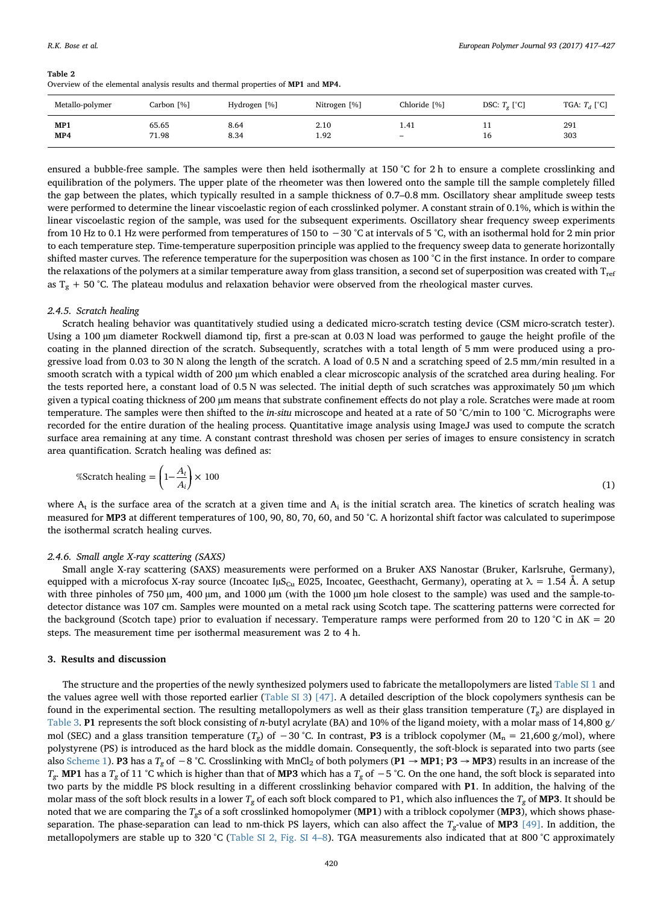**Table 2**
Overview of the elemental analysis results and thermal properties of **MP1** and **MP4**.

| Metallo-polymer | Carbon [%] | Hydrogen [%] | Nitrogen [%] | Chloride [%] | DSC: $T_g$ [°C] | TGA: $T_d$ [°C] |
|---|---|---|---|---|---|---|
| **MP1** | 65.65 | 8.64 | 2.10 | 1.41 | 11 | 291 |
| **MP4** | 71.98 | 8.34 | 1.92 | – | 16 | 303 |

ensured a bubble-free sample. The samples were then held isothermally at 150 °C for 2 h to ensure a complete crosslinking and equilibration of the polymers. The upper plate of the rheometer was then lowered onto the sample till the sample completely filled the gap between the plates, which typically resulted in a sample thickness of 0.7–0.8 mm. Oscillatory shear amplitude sweep tests were performed to determine the linear viscoelastic region of each crosslinked polymer. A constant strain of 0.1%, which is within the linear viscoelastic region of the sample, was used for the subsequent experiments. Oscillatory shear frequency sweep experiments from 10 Hz to 0.1 Hz were performed from temperatures of 150 to −30 °C at intervals of 5 °C, with an isothermal hold for 2 min prior to each temperature step. Time-temperature superposition principle was applied to the frequency sweep data to generate horizontally shifted master curves. The reference temperature for the superposition was chosen as 100 °C in the first instance. In order to compare the relaxations of the polymers at a similar temperature away from glass transition, a second set of superposition was created with $T_{ref}$ as $T_g$ + 50 °C. The plateau modulus and relaxation behavior were observed from the rheological master curves.

#### 2.4.5. Scratch healing

Scratch healing behavior was quantitatively studied using a dedicated micro-scratch testing device (CSM micro-scratch tester). Using a 100 µm diameter Rockwell diamond tip, first a pre-scan at 0.03 N load was performed to gauge the height profile of the coating in the planned direction of the scratch. Subsequently, scratches with a total length of 5 mm were produced using a progressive load from 0.03 to 30 N along the length of the scratch. A load of 0.5 N and a scratching speed of 2.5 mm/min resulted in a smooth scratch with a typical width of 200 µm which enabled a clear microscopic analysis of the scratched area during healing. For the tests reported here, a constant load of 0.5 N was selected. The initial depth of such scratches was approximately 50 µm which given a typical coating thickness of 200 µm means that substrate confinement effects do not play a role. Scratches were made at room temperature. The samples were then shifted to the *in-situ* microscope and heated at a rate of 50 °C/min to 100 °C. Micrographs were recorded for the entire duration of the healing process. Quantitative image analysis using ImageJ was used to compute the scratch surface area remaining at any time. A constant contrast threshold was chosen per series of images to ensure consistency in scratch area quantification. Scratch healing was defined as:

$$\%\text{Scratch healing} = \left(1 - \frac{A_t}{A_i}\right) \times 100 \tag{1}$$

where $A_t$ is the surface area of the scratch at a given time and $A_i$ is the initial scratch area. The kinetics of scratch healing was measured for **MP3** at different temperatures of 100, 90, 80, 70, 60, and 50 °C. A horizontal shift factor was calculated to superimpose the isothermal scratch healing curves.

#### 2.4.6. Small angle X-ray scattering (SAXS)

Small angle X-ray scattering (SAXS) measurements were performed on a Bruker AXS Nanostar (Bruker, Karlsruhe, Germany), equipped with a microfocus X-ray source (Incoatec I$\mu$S$_{Cu}$ E025, Incoatec, Geesthacht, Germany), operating at $\lambda$ = 1.54 Å. A setup with three pinholes of 750 µm, 400 µm, and 1000 µm (with the 1000 µm hole closest to the sample) was used and the sample-to-detector distance was 107 cm. Samples were mounted on a metal rack using Scotch tape. The scattering patterns were corrected for the background (Scotch tape) prior to evaluation if necessary. Temperature ramps were performed from 20 to 120 °C in $\Delta$K = 20 steps. The measurement time per isothermal measurement was 2 to 4 h.

## 3. Results and discussion

The structure and the properties of the newly synthesized polymers used to fabricate the metallopolymers are listed Table SI 1 and the values agree well with those reported earlier (Table SI 3) [47]. A detailed description of the block copolymers synthesis can be found in the experimental section. The resulting metallopolymers as well as their glass transition temperature ($T_g$) are displayed in Table 3. **P1** represents the soft block consisting of *n*-butyl acrylate (BA) and 10% of the ligand moiety, with a molar mass of 14,800 g/mol (SEC) and a glass transition temperature ($T_g$) of −30 °C. In contrast, **P3** is a triblock copolymer ($M_n$ = 21,600 g/mol), where polystyrene (PS) is introduced as the hard block as the middle domain. Consequently, the soft-block is separated into two parts (see also Scheme 1). **P3** has a $T_g$ of −8 °C. Crosslinking with $MnCl_2$ of both polymers (**P1** → **MP1**; **P3** → **MP3**) results in an increase of the $T_g$. **MP1** has a $T_g$ of 11 °C which is higher than that of **MP3** which has a $T_g$ of −5 °C. On the one hand, the soft block is separated into two parts by the middle PS block resulting in a different crosslinking behavior compared with **P1**. In addition, the halving of the molar mass of the soft block results in a lower $T_g$ of each soft block compared to P1, which also influences the $T_g$ of **MP3**. It should be noted that we are comparing the $T_g$s of a soft crosslinked homopolymer (**MP1**) with a triblock copolymer (**MP3**), which shows phase-separation. The phase-separation can lead to nm-thick PS layers, which can also affect the $T_g$-value of **MP3** [49]. In addition, the metallopolymers are stable up to 320 °C (Table SI 2, Fig. SI 4–8). TGA measurements also indicated that at 800 °C approximately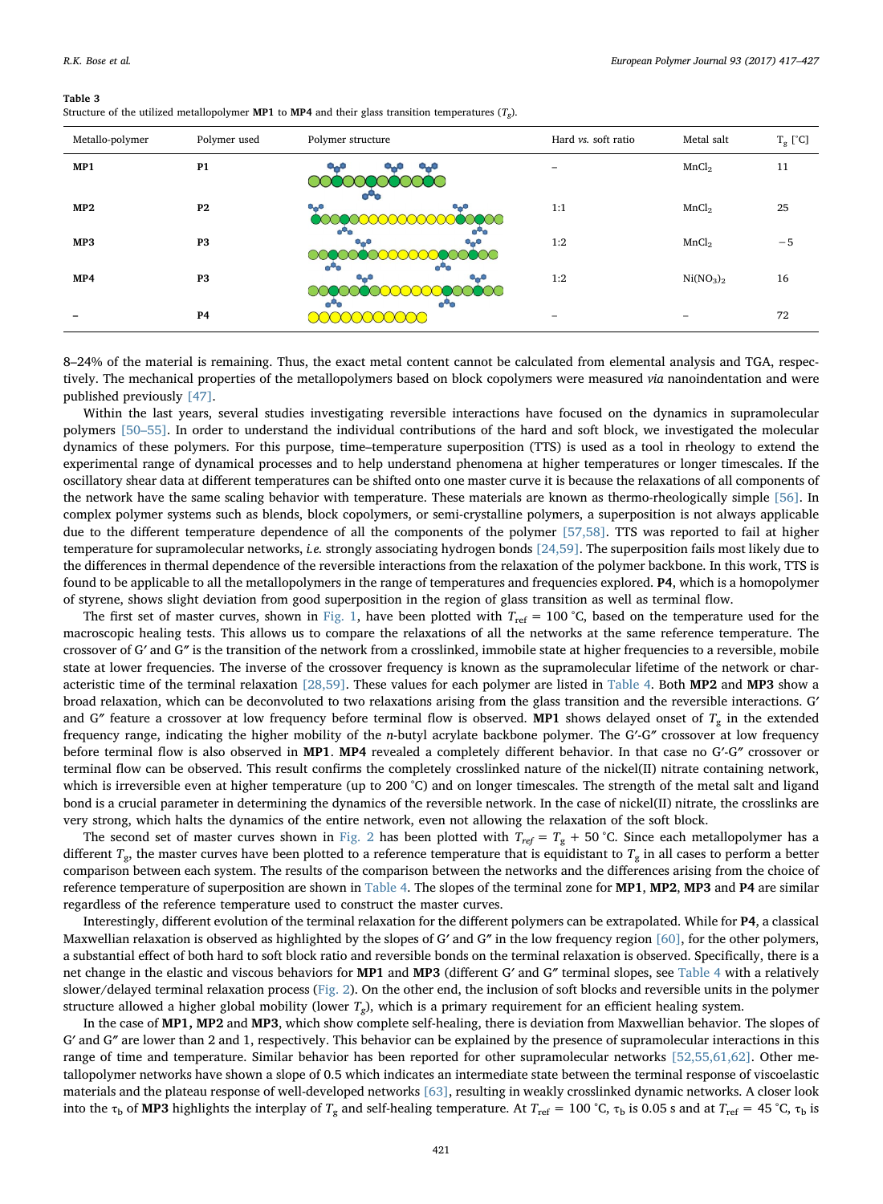**Table 3**
Structure of the utilized metallopolymer **MP1** to **MP4** and their glass transition temperatures ($T_g$).

| Metallo-polymer | Polymer used | Polymer structure | Hard *vs.* soft ratio | Metal salt | $T_g$ [°C] |
|---|---|---|---|---|---|
| **MP1** | **P1** | | – | $MnCl_2$ | 11 |
| **MP2** | **P2** | | 1:1 | $MnCl_2$ | 25 |
| **MP3** | **P3** | | 1:2 | $MnCl_2$ | −5 |
| **MP4** | **P3** | | 1:2 | $Ni(NO_3)_2$ | 16 |
| – | **P4** | | – | – | 72 |

8–24% of the material is remaining. Thus, the exact metal content cannot be calculated from elemental analysis and TGA, respectively. The mechanical properties of the metallopolymers based on block copolymers were measured *via* nanoindentation and were published previously [47].

Within the last years, several studies investigating reversible interactions have focused on the dynamics in supramolecular polymers [50–55]. In order to understand the individual contributions of the hard and soft block, we investigated the molecular dynamics of these polymers. For this purpose, time–temperature superposition (TTS) is used as a tool in rheology to extend the experimental range of dynamical processes and to help understand phenomena at higher temperatures or longer timescales. If the oscillatory shear data at different temperatures can be shifted onto one master curve it is because the relaxations of all components of the network have the same scaling behavior with temperature. These materials are known as thermo-rheologically simple [56]. In complex polymer systems such as blends, block copolymers, or semi-crystalline polymers, a superposition is not always applicable due to the different temperature dependence of all the components of the polymer [57,58]. TTS was reported to fail at higher temperature for supramolecular networks, *i.e.* strongly associating hydrogen bonds [24,59]. The superposition fails most likely due to the differences in thermal dependence of the reversible interactions from the relaxation of the polymer backbone. In this work, TTS is found to be applicable to all the metallopolymers in the range of temperatures and frequencies explored. **P4**, which is a homopolymer of styrene, shows slight deviation from good superposition in the region of glass transition as well as terminal flow.

The first set of master curves, shown in Fig. 1, have been plotted with $T_{ref}$ = 100 °C, based on the temperature used for the macroscopic healing tests. This allows us to compare the relaxations of all the networks at the same reference temperature. The crossover of G′ and G″ is the transition of the network from a crosslinked, immobile state at higher frequencies to a reversible, mobile state at lower frequencies. The inverse of the crossover frequency is known as the supramolecular lifetime of the network or characteristic time of the terminal relaxation [28,59]. These values for each polymer are listed in Table 4. Both **MP2** and **MP3** show a broad relaxation, which can be deconvoluted to two relaxations arising from the glass transition and the reversible interactions. G′ and G″ feature a crossover at low frequency before terminal flow is observed. **MP1** shows delayed onset of $T_g$ in the extended frequency range, indicating the higher mobility of the *n*-butyl acrylate backbone polymer. The G′-G″ crossover at low frequency before terminal flow is also observed in **MP1**. **MP4** revealed a completely different behavior. In that case no G′-G″ crossover or terminal flow can be observed. This result confirms the completely crosslinked nature of the nickel(II) nitrate containing network, which is irreversible even at higher temperature (up to 200 °C) and on longer timescales. The strength of the metal salt and ligand bond is a crucial parameter in determining the dynamics of the reversible network. In the case of nickel(II) nitrate, the crosslinks are very strong, which halts the dynamics of the entire network, even not allowing the relaxation of the soft block.

The second set of master curves shown in Fig. 2 has been plotted with $T_{ref} = T_g + 50$ °C. Since each metallopolymer has a different $T_g$, the master curves have been plotted to a reference temperature that is equidistant to $T_g$ in all cases to perform a better comparison between each system. The results of the comparison between the networks and the differences arising from the choice of reference temperature of superposition are shown in Table 4. The slopes of the terminal zone for **MP1**, **MP2**, **MP3** and **P4** are similar regardless of the reference temperature used to construct the master curves.

Interestingly, different evolution of the terminal relaxation for the different polymers can be extrapolated. While for **P4**, a classical Maxwellian relaxation is observed as highlighted by the slopes of G′ and G″ in the low frequency region [60], for the other polymers, a substantial effect of both hard to soft block ratio and reversible bonds on the terminal relaxation is observed. Specifically, there is a net change in the elastic and viscous behaviors for **MP1** and **MP3** (different G′ and G″ terminal slopes, see Table 4 with a relatively slower/delayed terminal relaxation process (Fig. 2). On the other end, the inclusion of soft blocks and reversible units in the polymer structure allowed a higher global mobility (lower $T_g$), which is a primary requirement for an efficient healing system.

In the case of **MP1, MP2** and **MP3**, which show complete self-healing, there is deviation from Maxwellian behavior. The slopes of G′ and G″ are lower than 2 and 1, respectively. This behavior can be explained by the presence of supramolecular interactions in this range of time and temperature. Similar behavior has been reported for other supramolecular networks [52,55,61,62]. Other metallopolymer networks have shown a slope of 0.5 which indicates an intermediate state between the terminal response of viscoelastic materials and the plateau response of well-developed networks [63], resulting in weakly crosslinked dynamic networks. A closer look into the $\tau_b$ of **MP3** highlights the interplay of $T_g$ and self-healing temperature. At $T_{ref}$ = 100 °C, $\tau_b$ is 0.05 s and at $T_{ref}$ = 45 °C, $\tau_b$ is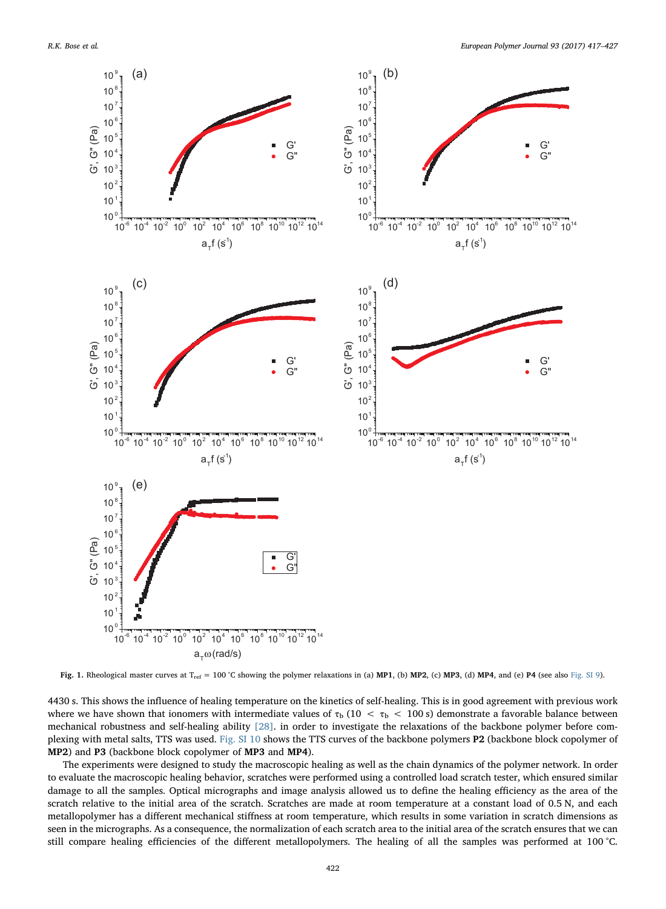Fig. 1. Rheological master curves at $T_{ref}$ = 100 °C showing the polymer relaxations in (a) **MP1**, (b) **MP2**, (c) **MP3**, (d) **MP4**, and (e) **P4** (see also Fig. SI 9).

4430 s. This shows the influence of healing temperature on the kinetics of self-healing. This is in good agreement with previous work where we have shown that ionomers with intermediate values of $\tau_b$ ($10 < \tau_b < 100$ s) demonstrate a favorable balance between mechanical robustness and self-healing ability [28]. in order to investigate the relaxations of the backbone polymer before complexing with metal salts, TTS was used. Fig. SI 10 shows the TTS curves of the backbone polymers **P2** (backbone block copolymer of **MP2**) and **P3** (backbone block copolymer of **MP3** and **MP4**).

The experiments were designed to study the macroscopic healing as well as the chain dynamics of the polymer network. In order to evaluate the macroscopic healing behavior, scratches were performed using a controlled load scratch tester, which ensured similar damage to all the samples. Optical micrographs and image analysis allowed us to define the healing efficiency as the area of the scratch relative to the initial area of the scratch. Scratches are made at room temperature at a constant load of 0.5 N, and each metallopolymer has a different mechanical stiffness at room temperature, which results in some variation in scratch dimensions as seen in the micrographs. As a consequence, the normalization of each scratch area to the initial area of the scratch ensures that we can still compare healing efficiencies of the different metallopolymers. The healing of all the samples was performed at 100 °C.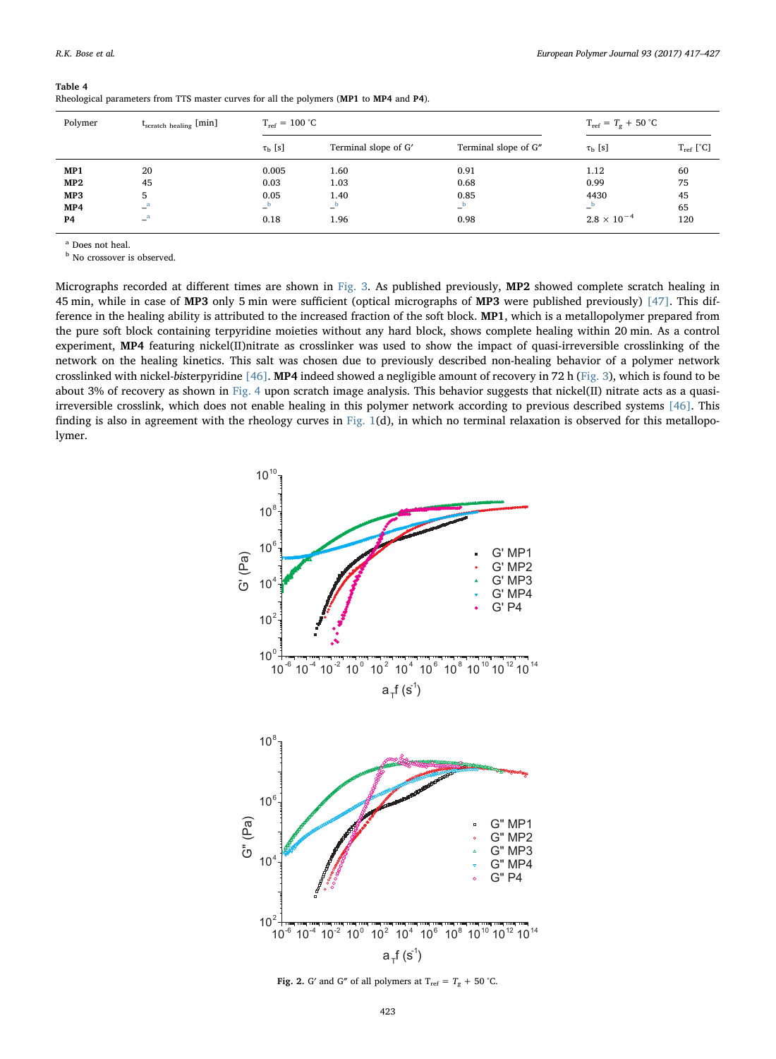**Table 4**
Rheological parameters from TTS master curves for all the polymers (**MP1** to **MP4** and **P4**).

| Polymer | $t_{scratch\ healing}$ [min] | $T_{ref}$ = 100 °C | | | $T_{ref} = T_g$ + 50 °C | |
|---|---|---|---|---|---|---|
| | | $\tau_b$ [s] | Terminal slope of G′ | Terminal slope of G″ | $\tau_b$ [s] | $T_{ref}$ [°C] |
| **MP1** | 20 | 0.005 | 1.60 | 0.91 | 1.12 | 60 |
| **MP2** | 45 | 0.03 | 1.03 | 0.68 | 0.99 | 75 |
| **MP3** | 5 | 0.05 | 1.40 | 0.85 | 4430 | 45 |
| **MP4** | –[a] | –[b] | –[b] | –[b] | –[b] | 65 |
| **P4** | –[a] | 0.18 | 1.96 | 0.98 | $2.8 \times 10^{-4}$ | 120 |

[a] Does not heal.
[b] No crossover is observed.

Micrographs recorded at different times are shown in Fig. 3. As published previously, **MP2** showed complete scratch healing in 45 min, while in case of **MP3** only 5 min were sufficient (optical micrographs of **MP3** were published previously) [47]. This difference in the healing ability is attributed to the increased fraction of the soft block. **MP1**, which is a metallopolymer prepared from the pure soft block containing terpyridine moieties without any hard block, shows complete healing within 20 min. As a control experiment, **MP4** featuring nickel(II)nitrate as crosslinker was used to show the impact of quasi-irreversible crosslinking of the network on the healing kinetics. This salt was chosen due to previously described non-healing behavior of a polymer network crosslinked with nickel-*bis*terpyridine [46]. **MP4** indeed showed a negligible amount of recovery in 72 h (Fig. 3), which is found to be about 3% of recovery as shown in Fig. 4 upon scratch image analysis. This behavior suggests that nickel(II) nitrate acts as a quasi-irreversible crosslink, which does not enable healing in this polymer network according to previous described systems [46]. This finding is also in agreement with the rheology curves in Fig. 1(d), in which no terminal relaxation is observed for this metallopolymer.

**Fig. 2.** G′ and G″ of all polymers at $T_{ref} = T_g$ + 50 °C.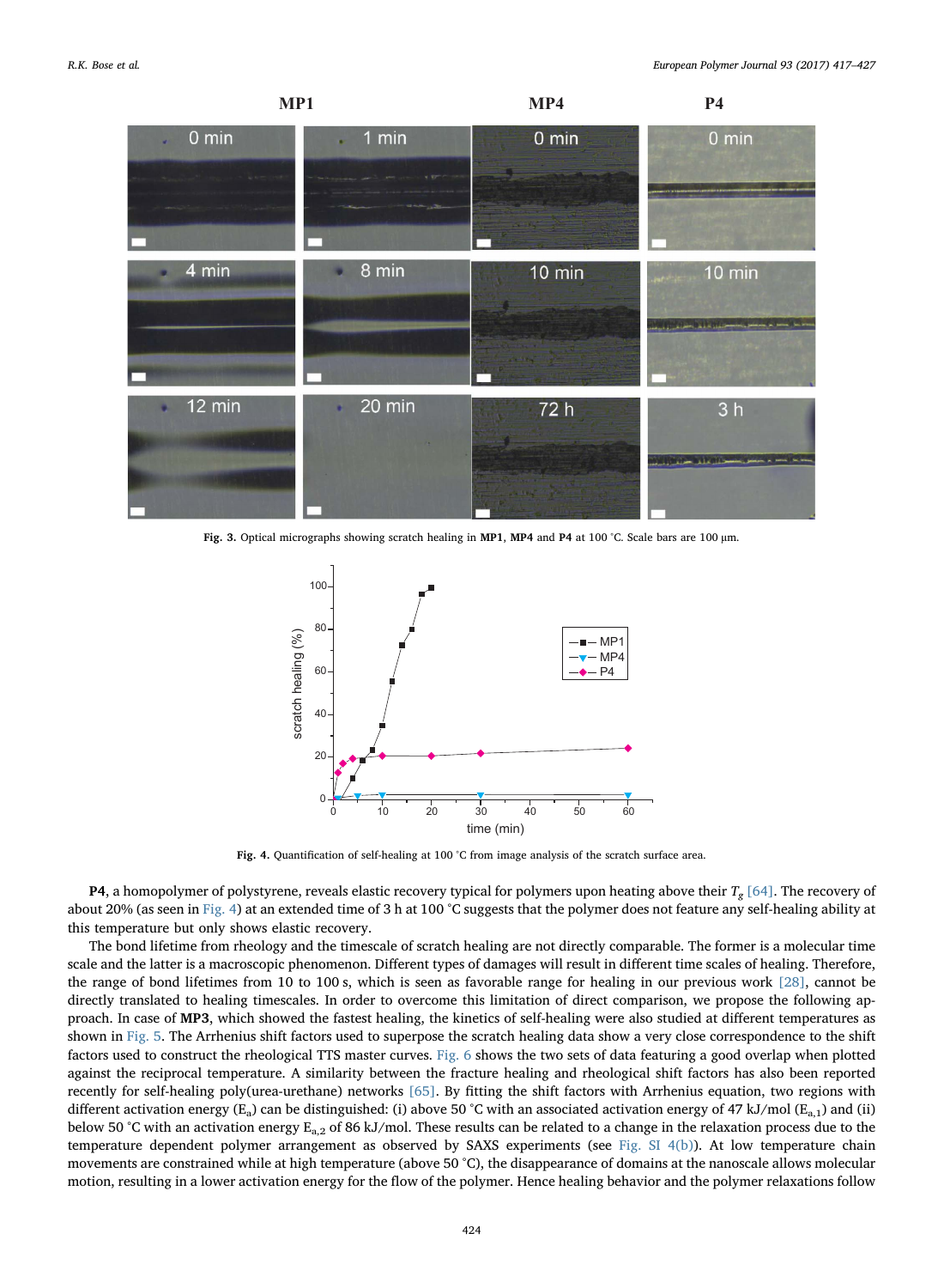Fig. 3. Optical micrographs showing scratch healing in **MP1**, **MP4** and **P4** at 100 °C. Scale bars are 100 μm.

Fig. 4. Quantification of self-healing at 100 °C from image analysis of the scratch surface area.

**P4**, a homopolymer of polystyrene, reveals elastic recovery typical for polymers upon heating above their $T_g$ [64]. The recovery of about 20% (as seen in Fig. 4) at an extended time of 3 h at 100 °C suggests that the polymer does not feature any self-healing ability at this temperature but only shows elastic recovery.

The bond lifetime from rheology and the timescale of scratch healing are not directly comparable. The former is a molecular time scale and the latter is a macroscopic phenomenon. Different types of damages will result in different time scales of healing. Therefore, the range of bond lifetimes from 10 to 100 s, which is seen as favorable range for healing in our previous work [28], cannot be directly translated to healing timescales. In order to overcome this limitation of direct comparison, we propose the following approach. In case of **MP3**, which showed the fastest healing, the kinetics of self-healing were also studied at different temperatures as shown in Fig. 5. The Arrhenius shift factors used to superpose the scratch healing data show a very close correspondence to the shift factors used to construct the rheological TTS master curves. Fig. 6 shows the two sets of data featuring a good overlap when plotted against the reciprocal temperature. A similarity between the fracture healing and rheological shift factors has also been reported recently for self-healing poly(urea-urethane) networks [65]. By fitting the shift factors with Arrhenius equation, two regions with different activation energy ($E_a$) can be distinguished: (i) above 50 °C with an associated activation energy of 47 kJ/mol ($E_{a,1}$) and (ii) below 50 °C with an activation energy $E_{a,2}$ of 86 kJ/mol. These results can be related to a change in the relaxation process due to the temperature dependent polymer arrangement as observed by SAXS experiments (see Fig. SI 4(b)). At low temperature chain movements are constrained while at high temperature (above 50 °C), the disappearance of domains at the nanoscale allows molecular motion, resulting in a lower activation energy for the flow of the polymer. Hence healing behavior and the polymer relaxations follow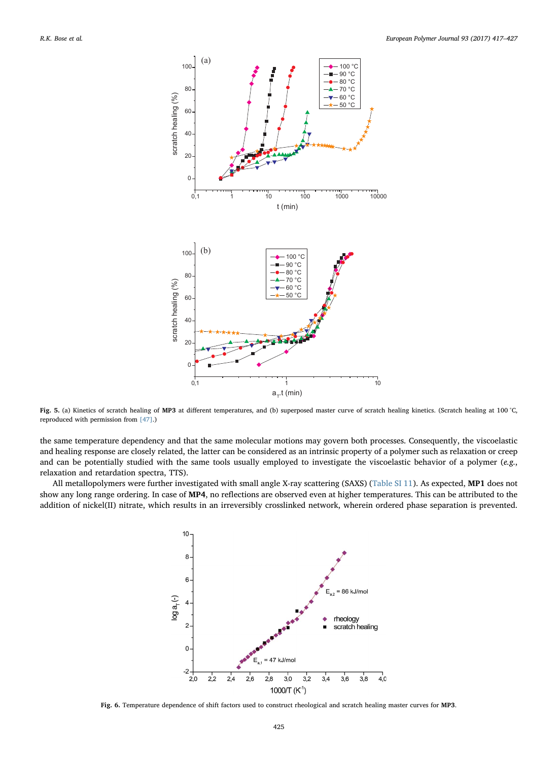**Fig. 5.** (a) Kinetics of scratch healing of **MP3** at different temperatures, and (b) superposed master curve of scratch healing kinetics. (Scratch healing at 100 °C, reproduced with permission from [47].)

the same temperature dependency and that the same molecular motions may govern both processes. Consequently, the viscoelastic and healing response are closely related, the latter can be considered as an intrinsic property of a polymer such as relaxation or creep and can be potentially studied with the same tools usually employed to investigate the viscoelastic behavior of a polymer (*e.g.*, relaxation and retardation spectra, TTS).

All metallopolymers were further investigated with small angle X-ray scattering (SAXS) (Table SI 11). As expected, **MP1** does not show any long range ordering. In case of **MP4**, no reflections are observed even at higher temperatures. This can be attributed to the addition of nickel(II) nitrate, which results in an irreversibly crosslinked network, wherein ordered phase separation is prevented.

**Fig. 6.** Temperature dependence of shift factors used to construct rheological and scratch healing master curves for **MP3**.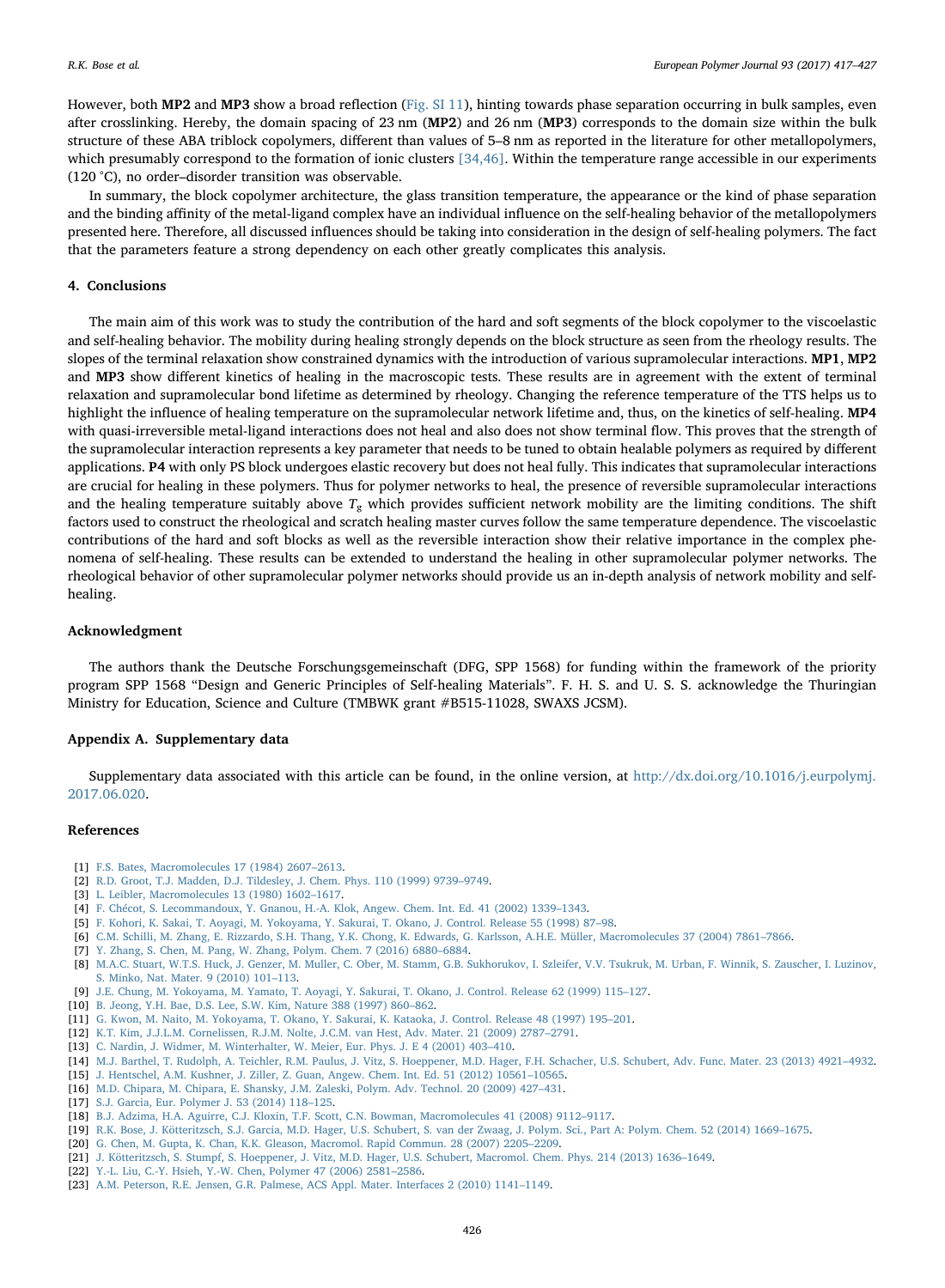However, both **MP2** and **MP3** show a broad reflection (Fig. SI 11), hinting towards phase separation occurring in bulk samples, even after crosslinking. Hereby, the domain spacing of 23 nm (**MP2**) and 26 nm (**MP3**) corresponds to the domain size within the bulk structure of these ABA triblock copolymers, different than values of 5–8 nm as reported in the literature for other metallopolymers, which presumably correspond to the formation of ionic clusters [34,46]. Within the temperature range accessible in our experiments (120 °C), no order–disorder transition was observable.

In summary, the block copolymer architecture, the glass transition temperature, the appearance or the kind of phase separation and the binding affinity of the metal-ligand complex have an individual influence on the self-healing behavior of the metallopolymers presented here. Therefore, all discussed influences should be taking into consideration in the design of self-healing polymers. The fact that the parameters feature a strong dependency on each other greatly complicates this analysis.

## 4. Conclusions

The main aim of this work was to study the contribution of the hard and soft segments of the block copolymer to the viscoelastic and self-healing behavior. The mobility during healing strongly depends on the block structure as seen from the rheology results. The slopes of the terminal relaxation show constrained dynamics with the introduction of various supramolecular interactions. **MP1**, **MP2** and **MP3** show different kinetics of healing in the macroscopic tests. These results are in agreement with the extent of terminal relaxation and supramolecular bond lifetime as determined by rheology. Changing the reference temperature of the TTS helps us to highlight the influence of healing temperature on the supramolecular network lifetime and, thus, on the kinetics of self-healing. **MP4** with quasi-irreversible metal-ligand interactions does not heal and also does not show terminal flow. This proves that the strength of the supramolecular interaction represents a key parameter that needs to be tuned to obtain healable polymers as required by different applications. **P4** with only PS block undergoes elastic recovery but does not heal fully. This indicates that supramolecular interactions are crucial for healing in these polymers. Thus for polymer networks to heal, the presence of reversible supramolecular interactions and the healing temperature suitably above $T_g$ which provides sufficient network mobility are the limiting conditions. The shift factors used to construct the rheological and scratch healing master curves follow the same temperature dependence. The viscoelastic contributions of the hard and soft blocks as well as the reversible interaction show their relative importance in the complex phenomena of self-healing. These results can be extended to understand the healing in other supramolecular polymer networks. The rheological behavior of other supramolecular polymer networks should provide us an in-depth analysis of network mobility and self-healing.

## Acknowledgment

The authors thank the Deutsche Forschungsgemeinschaft (DFG, SPP 1568) for funding within the framework of the priority program SPP 1568 "Design and Generic Principles of Self-healing Materials". F. H. S. and U. S. S. acknowledge the Thuringian Ministry for Education, Science and Culture (TMBWK grant #B515-11028, SWAXS JCSM).

## Appendix A. Supplementary data

Supplementary data associated with this article can be found, in the online version, at http://dx.doi.org/10.1016/j.eurpolymj.2017.06.020.

## References

[1] F.S. Bates, Macromolecules 17 (1984) 2607–2613.
[2] R.D. Groot, T.J. Madden, D.J. Tildesley, J. Chem. Phys. 110 (1999) 9739–9749.
[3] L. Leibler, Macromolecules 13 (1980) 1602–1617.
[4] F. Chécot, S. Lecommandoux, Y. Gnanou, H.-A. Klok, Angew. Chem. Int. Ed. 41 (2002) 1339–1343.
[5] F. Kohori, K. Sakai, T. Aoyagi, M. Yokoyama, Y. Sakurai, T. Okano, J. Control. Release 55 (1998) 87–98.
[6] C.M. Schilli, M. Zhang, E. Rizzardo, S.H. Thang, Y.K. Chong, K. Edwards, G. Karlsson, A.H.E. Müller, Macromolecules 37 (2004) 7861–7866.
[7] Y. Zhang, S. Chen, M. Pang, W. Zhang, Polym. Chem. 7 (2016) 6880–6884.
[8] M.A.C. Stuart, W.T.S. Huck, J. Genzer, M. Muller, C. Ober, M. Stamm, G.B. Sukhorukov, I. Szleifer, V.V. Tsukruk, M. Urban, F. Winnik, S. Zauscher, I. Luzinov, S. Minko, Nat. Mater. 9 (2010) 101–113.
[9] J.E. Chung, M. Yokoyama, M. Yamato, T. Aoyagi, Y. Sakurai, T. Okano, J. Control. Release 62 (1999) 115–127.
[10] B. Jeong, Y.H. Bae, D.S. Lee, S.W. Kim, Nature 388 (1997) 860–862.
[11] G. Kwon, M. Naito, M. Yokoyama, T. Okano, Y. Sakurai, K. Kataoka, J. Control. Release 48 (1997) 195–201.
[12] K.T. Kim, J.J.L.M. Cornelissen, R.J.M. Nolte, J.C.M. van Hest, Adv. Mater. 21 (2009) 2787–2791.
[13] C. Nardin, J. Widmer, M. Winterhalter, W. Meier, Eur. Phys. J. E 4 (2001) 403–410.
[14] M.J. Barthel, T. Rudolph, A. Teichler, R.M. Paulus, J. Vitz, S. Hoeppener, M.D. Hager, F.H. Schacher, U.S. Schubert, Adv. Func. Mater. 23 (2013) 4921–4932.
[15] J. Hentschel, A.M. Kushner, J. Ziller, Z. Guan, Angew. Chem. Int. Ed. 51 (2012) 10561–10565.
[16] M.D. Chipara, M. Chipara, E. Shansky, J.M. Zaleski, Polym. Adv. Technol. 20 (2009) 427–431.
[17] S.J. Garcia, Eur. Polymer J. 53 (2014) 118–125.
[18] B.J. Adzima, H.A. Aguirre, C.J. Kloxin, T.F. Scott, C.N. Bowman, Macromolecules 41 (2008) 9112–9117.
[19] R.K. Bose, J. Kötteritzsch, S.J. Garcia, M.D. Hager, U.S. Schubert, S. van der Zwaag, J. Polym. Sci., Part A: Polym. Chem. 52 (2014) 1669–1675.
[20] G. Chen, M. Gupta, K. Chan, K.K. Gleason, Macromol. Rapid Commun. 28 (2007) 2205–2209.
[21] J. Kötteritzsch, S. Stumpf, S. Hoeppener, J. Vitz, M.D. Hager, U.S. Schubert, Macromol. Chem. Phys. 214 (2013) 1636–1649.
[22] Y.-L. Liu, C.-Y. Hsieh, Y.-W. Chen, Polymer 47 (2006) 2581–2586.
[23] A.M. Peterson, R.E. Jensen, G.R. Palmese, ACS Appl. Mater. Interfaces 2 (2010) 1141–1149.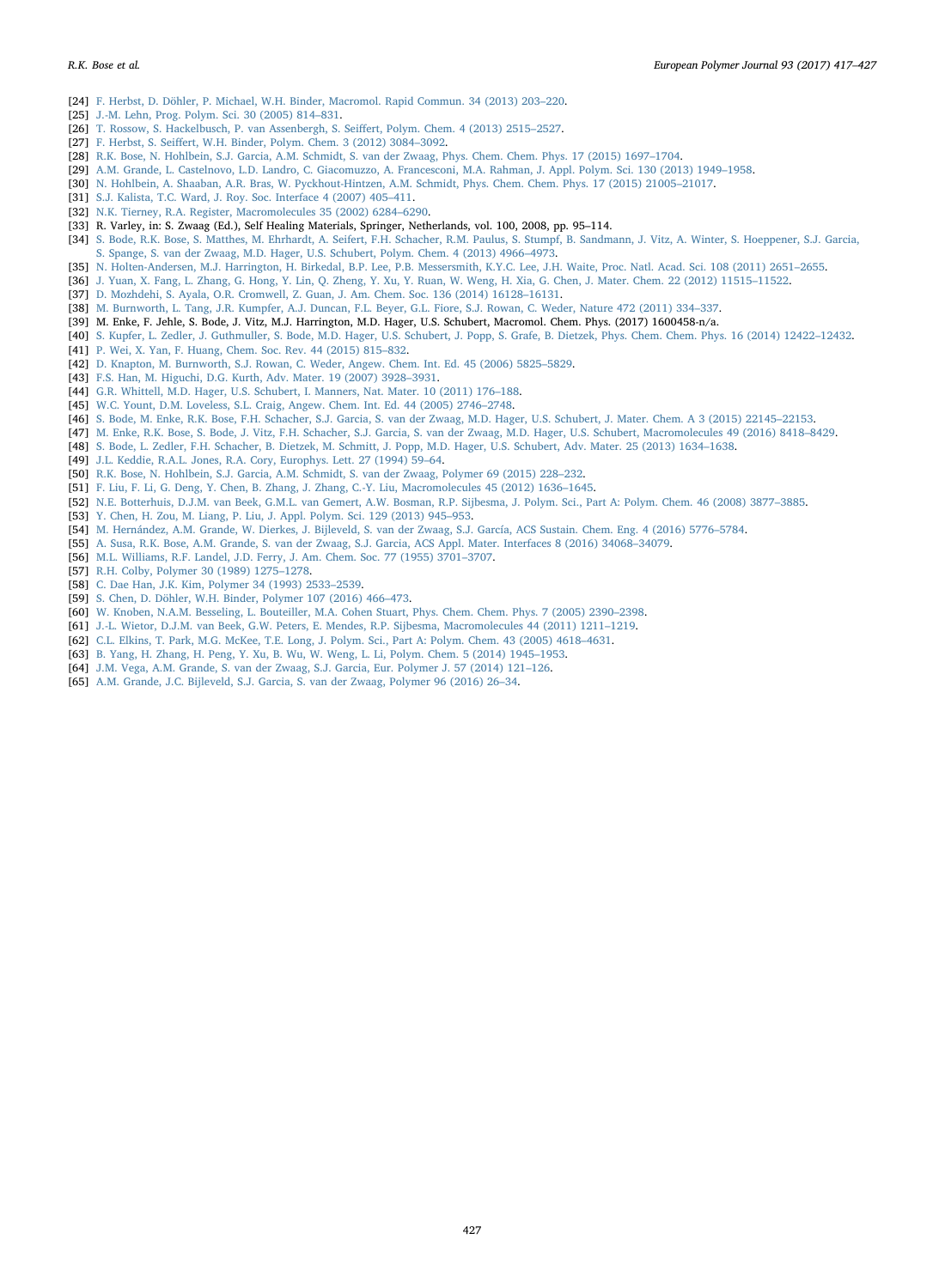[24] F. Herbst, D. Döhler, P. Michael, W.H. Binder, Macromol. Rapid Commun. 34 (2013) 203–220.
[25] J.-M. Lehn, Prog. Polym. Sci. 30 (2005) 814–831.
[26] T. Rossow, S. Hackelbusch, P. van Assenbergh, S. Seiffert, Polym. Chem. 4 (2013) 2515–2527.
[27] F. Herbst, S. Seiffert, W.H. Binder, Polym. Chem. 3 (2012) 3084–3092.
[28] R.K. Bose, N. Hohlbein, S.J. Garcia, A.M. Schmidt, S. van der Zwaag, Phys. Chem. Chem. Phys. 17 (2015) 1697–1704.
[29] A.M. Grande, L. Castelnovo, L.D. Landro, C. Giacomuzzo, A. Francesconi, M.A. Rahman, J. Appl. Polym. Sci. 130 (2013) 1949–1958.
[30] N. Hohlbein, A. Shaaban, A.R. Bras, W. Pyckhout-Hintzen, A.M. Schmidt, Phys. Chem. Chem. Phys. 17 (2015) 21005–21017.
[31] S.J. Kalista, T.C. Ward, J. Roy. Soc. Interface 4 (2007) 405–411.
[32] N.K. Tierney, R.A. Register, Macromolecules 35 (2002) 6284–6290.
[33] R. Varley, in: S. Zwaag (Ed.), Self Healing Materials, Springer, Netherlands, vol. 100, 2008, pp. 95–114.
[34] S. Bode, R.K. Bose, S. Matthes, M. Ehrhardt, A. Seifert, F.H. Schacher, R.M. Paulus, S. Stumpf, B. Sandmann, J. Vitz, A. Winter, S. Hoeppener, S.J. Garcia, S. Spange, S. van der Zwaag, M.D. Hager, U.S. Schubert, Polym. Chem. 4 (2013) 4966–4973.
[35] N. Holten-Andersen, M.J. Harrington, H. Birkedal, B.P. Lee, P.B. Messersmith, K.Y.C. Lee, J.H. Waite, Proc. Natl. Acad. Sci. 108 (2011) 2651–2655.
[36] J. Yuan, X. Fang, L. Zhang, G. Hong, Y. Lin, Q. Zheng, Y. Xu, Y. Ruan, W. Weng, H. Xia, G. Chen, J. Mater. Chem. 22 (2012) 11515–11522.
[37] D. Mozhdehi, S. Ayala, O.R. Cromwell, Z. Guan, J. Am. Chem. Soc. 136 (2014) 16128–16131.
[38] M. Burnworth, L. Tang, J.R. Kumpfer, A.J. Duncan, F.L. Beyer, G.L. Fiore, S.J. Rowan, C. Weder, Nature 472 (2011) 334–337.
[39] M. Enke, F. Jehle, S. Bode, J. Vitz, M.J. Harrington, M.D. Hager, U.S. Schubert, Macromol. Chem. Phys. (2017) 1600458-n/a.
[40] S. Kupfer, L. Zedler, J. Guthmuller, S. Bode, M.D. Hager, U.S. Schubert, J. Popp, S. Grafe, B. Dietzek, Phys. Chem. Chem. Phys. 16 (2014) 12422–12432.
[41] P. Wei, X. Yan, F. Huang, Chem. Soc. Rev. 44 (2015) 815–832.
[42] D. Knapton, M. Burnworth, S.J. Rowan, C. Weder, Angew. Chem. Int. Ed. 45 (2006) 5825–5829.
[43] F.S. Han, M. Higuchi, D.G. Kurth, Adv. Mater. 19 (2007) 3928–3931.
[44] G.R. Whittell, M.D. Hager, U.S. Schubert, I. Manners, Nat. Mater. 10 (2011) 176–188.
[45] W.C. Yount, D.M. Loveless, S.L. Craig, Angew. Chem. Int. Ed. 44 (2005) 2746–2748.
[46] S. Bode, M. Enke, R.K. Bose, F.H. Schacher, S.J. Garcia, S. van der Zwaag, M.D. Hager, U.S. Schubert, J. Mater. Chem. A 3 (2015) 22145–22153.
[47] M. Enke, R.K. Bose, S. Bode, J. Vitz, F.H. Schacher, S.J. Garcia, S. van der Zwaag, M.D. Hager, U.S. Schubert, Macromolecules 49 (2016) 8418–8429.
[48] S. Bode, L. Zedler, F.H. Schacher, B. Dietzek, M. Schmitt, J. Popp, M.D. Hager, U.S. Schubert, Adv. Mater. 25 (2013) 1634–1638.
[49] J.L. Keddie, R.A.L. Jones, R.A. Cory, Europhys. Lett. 27 (1994) 59–64.
[50] R.K. Bose, N. Hohlbein, S.J. Garcia, A.M. Schmidt, S. van der Zwaag, Polymer 69 (2015) 228–232.
[51] F. Liu, F. Li, G. Deng, Y. Chen, B. Zhang, J. Zhang, C.-Y. Liu, Macromolecules 45 (2012) 1636–1645.
[52] N.E. Botterhuis, D.J.M. van Beek, G.M.L. van Gemert, A.W. Bosman, R.P. Sijbesma, J. Polym. Sci., Part A: Polym. Chem. 46 (2008) 3877–3885.
[53] Y. Chen, H. Zou, M. Liang, P. Liu, J. Appl. Polym. Sci. 129 (2013) 945–953.
[54] M. Hernández, A.M. Grande, W. Dierkes, J. Bijleveld, S. van der Zwaag, S.J. García, ACS Sustain. Chem. Eng. 4 (2016) 5776–5784.
[55] A. Susa, R.K. Bose, A.M. Grande, S. van der Zwaag, S.J. Garcia, ACS Appl. Mater. Interfaces 8 (2016) 34068–34079.
[56] M.L. Williams, R.F. Landel, J.D. Ferry, J. Am. Chem. Soc. 77 (1955) 3701–3707.
[57] R.H. Colby, Polymer 30 (1989) 1275–1278.
[58] C. Dae Han, J.K. Kim, Polymer 34 (1993) 2533–2539.
[59] S. Chen, D. Döhler, W.H. Binder, Polymer 107 (2016) 466–473.
[60] W. Knoben, N.A.M. Besseling, L. Bouteiller, M.A. Cohen Stuart, Phys. Chem. Chem. Phys. 7 (2005) 2390–2398.
[61] J.-L. Wietor, D.J.M. van Beek, G.W. Peters, E. Mendes, R.P. Sijbesma, Macromolecules 44 (2011) 1211–1219.
[62] C.L. Elkins, T. Park, M.G. McKee, T.E. Long, J. Polym. Sci., Part A: Polym. Chem. 43 (2005) 4618–4631.
[63] B. Yang, H. Zhang, H. Peng, Y. Xu, B. Wu, W. Weng, L. Li, Polym. Chem. 5 (2014) 1945–1953.
[64] J.M. Vega, A.M. Grande, S. van der Zwaag, S.J. Garcia, Eur. Polymer J. 57 (2014) 121–126.
[65] A.M. Grande, J.C. Bijleveld, S.J. Garcia, S. van der Zwaag, Polymer 96 (2016) 26–34.